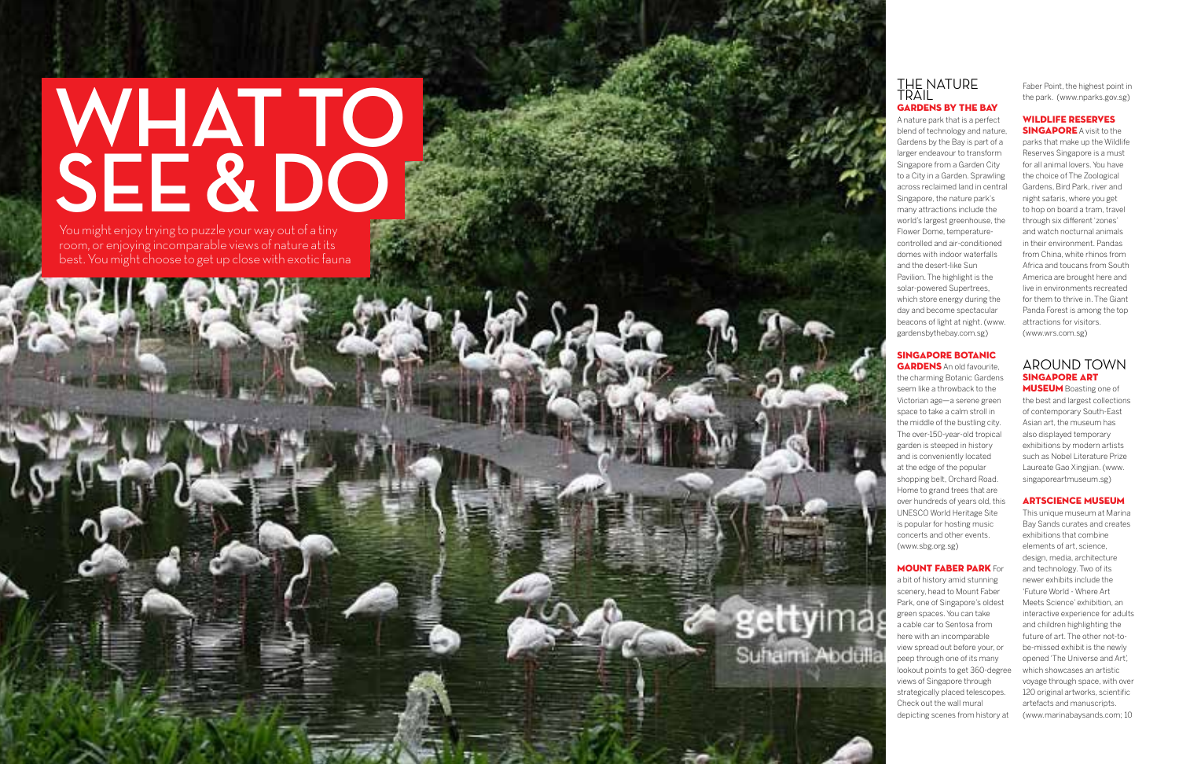# WHAT TO SEE & DO

You might enjoy trying to puzzle your way out of a tiny room, or enjoying incomparable views of nature at its best. You might choose to get up close with exotic fauna

## THE NATURE TRAIL

**GARDENS BY THE BAY** A nature park that is a perfect blend of technology and nature, Gardens by the Bay is part of a larger endeavour to transform Singapore from a Garden City to a City in a Garden. Sprawling across reclaimed land in central Singapore, the nature park's many attractions include the world's largest greenhouse, the Flower Dome, temperature-controlled and air-conditioned domes with indoor waterfalls and the desert-like Sun Pavilion. The highlight is the solar-powered Supertrees, which store energy during the day and become spectacular beacons of light at night. (www.gardensbythebay.com.sg)

**SINGAPORE BOTANIC GARDENS** An old favourite, the charming Botanic Gardens seem like a throwback to the Victorian age—a serene green space to take a calm stroll in the middle of the bustling city. The over-150-year-old tropical garden is steeped in history and is conveniently located at the edge of the popular shopping belt, Orchard Road. Home to grand trees that are over hundreds of years old, this UNESCO World Heritage Site is popular for hosting music concerts and other events. (www.sbg.org.sg)

**MOUNT FABER PARK** For a bit of history amid stunning scenery, head to Mount Faber Park, one of Singapore's oldest green spaces. You can take a cable car to Sentosa from here with an incomparable view spread out before your, or peep through one of its many lookout points to get 360-degree views of Singapore through strategically placed telescopes. Check out the wall mural depicting scenes from history at Faber Point, the highest point in the park. (www.nparks.gov.sg)

**WILDLIFE RESERVES SINGAPORE** A visit to the parks that make up the Wildlife Reserves Singapore is a must for all animal lovers. You have the choice of The Zoological Gardens, Bird Park, river and night safaris, where you get to hop on board a tram, travel through six different 'zones' and watch nocturnal animals in their environment. Pandas from China, white rhinos from Africa and toucans from South America are brought here and live in environments recreated for them to thrive in. The Giant Panda Forest is among the top attractions for visitors. (www.wrs.com.sg)

## AROUND TOWN

**SINGAPORE ART MUSEUM** Boasting one of the best and largest collections of contemporary South-East Asian art, the museum has also displayed temporary exhibitions by modern artists such as Nobel Literature Prize Laureate Gao Xingjian. (www.singaporeartmuseum.sg)

**ARTSCIENCE MUSEUM** This unique museum at Marina Bay Sands curates and creates exhibitions that combine elements of art, science, design, media, architecture and technology. Two of its newer exhibits include the 'Future World - Where Art Meets Science' exhibition, an interactive experience for adults and children highlighting the future of art. The other not-to-be-missed exhibit is the newly opened 'The Universe and Art', which showcases an artistic voyage through space, with over 120 original artworks, scientific artefacts and manuscripts. (www.marinabaysands.com; 10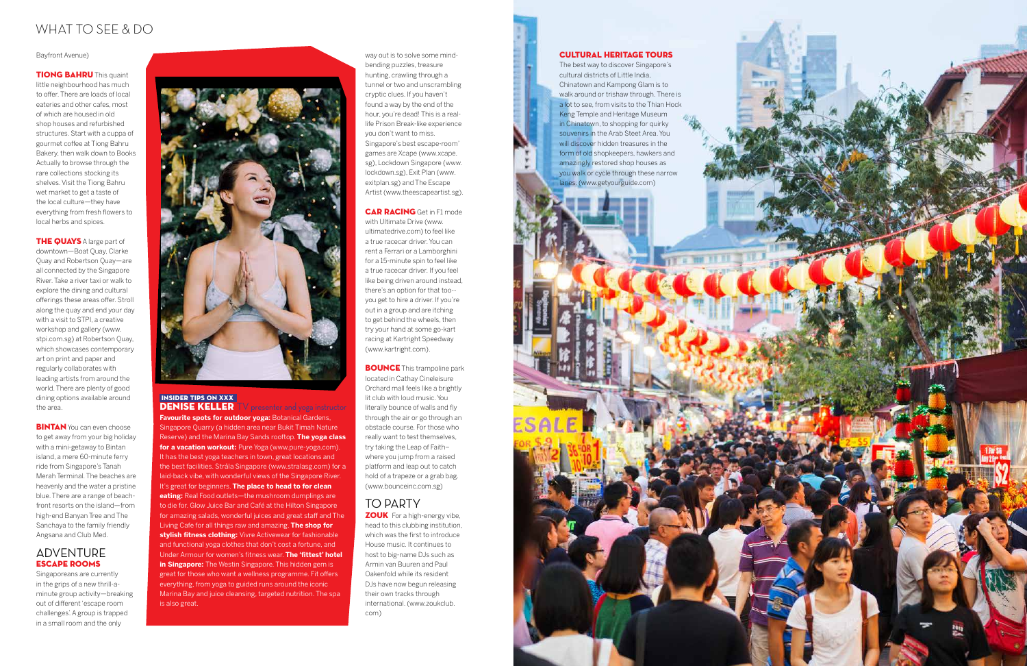# WHAT TO SEE & DO

Bayfront Avenue)

**TIONG BAHRU** This quaint little neighbourhood has much to offer. There are loads of local eateries and other cafes, most of which are housed in old shop houses and refurbished structures. Start with a cuppa of gourmet coffee at Tiong Bahru Bakery, then walk down to Books Actually to browse through the rare collections stocking its shelves. Visit the Tiong Bahru wet market to get a taste of the local culture—they have everything from fresh flowers to local herbs and spices.

**THE QUAYS** A large part of downtown—Boat Quay, Clarke Quay and Robertson Quay—are all connected by the Singapore River. Take a river taxi or walk to explore the dining and cultural offerings these areas offer. Stroll along the quay and end your day with a visit to STPI, a creative workshop and gallery (www.stpi.com.sg) at Robertson Quay, which showcases contemporary art on print and paper and regularly collaborates with leading artists from around the world. There are plenty of good dining options available around the area.

**BINTAN** You can even choose to get away from your big holiday with a mini-getaway to Bintan island, a mere 60-minute ferry ride from Singapore's Tanah Merah Terminal. The beaches are heavenly and the water a pristine blue. There are a range of beach-front resorts on the island—from high-end Banyan Tree and The Sanchaya to the family friendly Angsana and Club Med.

## ADVENTURE

**ESCAPE ROOMS**

Singaporeans are currently in the grips of a new thrill-a-minute group activity—breaking out of different 'escape room challenges'. A group is trapped in a small room and the only way out is to solve some mind-bending puzzles, treasure hunting, crawling through a tunnel or two and unscrambling cryptic clues. If you haven't found a way by the end of the hour, you're dead! This is a real-life Prison Break-like experience you don't want to miss. Singapore's best escape-room' games are Xcape (www.xcape.sg), Lockdown Singapore (www.lockdown.sg), Exit Plan (www.exitplan.sg) and The Escape Artist (www.theescapeartist.sg).

**CAR RACING** Get in F1 mode with Ultimate Drive (www.ultimatedrive.com) to feel like a true racecar driver. You can rent a Ferrari or a Lamborghini for a 15-minute spin to feel like a true racecar driver. If you feel like being driven around instead, there's an option for that too--you get to hire a driver. If you're out in a group and are itching to get behind the wheels, then try your hand at some go-kart racing at Kartright Speedway (www.kartright.com).

**BOUNCE** This trampoline park located in Cathay Cineleisure Orchard mall feels like a brightly lit club with loud music. You literally bounce of walls and fly through the air or go through an obstacle course. For those who really want to test themselves, try taking the Leap of Faith–where you jump from a raised platform and leap out to catch hold of a trapeze or a grab bag. (www.bounceinc.com.sg)

## TO PARTY

**ZOUK** For a high-energy vibe, head to this clubbing institution, which was the first to introduce House music. It continues to host to big-name DJs such as Armin van Buuren and Paul Oakenfold while its resident DJs have now begun releasing their own tracks through international. (www.zoukclub.com)

**INSIDER TIPS ON XXX**

**DENISE KELLER** TV presenter and yoga instructor

**Favourite spots for outdoor yoga:** Botanical Gardens, Singapore Quarry (a hidden area near Bukit Timah Nature Reserve) and the Marina Bay Sands rooftop. **The yoga class for a vacation workout:** Pure Yoga (www.pure-yoga.com). It has the best yoga teachers in town, great locations and the best facilities. Strala Singapore (www.stralasg.com) for a laid-back vibe, with wonderful views of the Singapore River. It's great for beginners. **The place to head to for clean eating:** Real Food outlets—the mushroom dumplings are to die for. Glow Juice Bar and Café at the Hilton Singapore for amazing salads, wonderful juices and great staff and The Living Cafe for all things raw and amazing. **The shop for stylish fitness clothing:** Vivre Activewear for fashionable and functional yoga clothes that don't cost a fortune, and Under Armour for women's fitness wear. **The 'fittest' hotel in Singapore:** The Westin Singapore. This hidden gem is great for those who want a wellness programme. Fit offers everything, from yoga to guided runs around the iconic Marina Bay and juice cleansing, targeted nutrition. The spa is also great.

**CULTURAL HERITAGE TOURS**

The best way to discover Singapore's cultural districts of Little India, Chinatown and Kampong Glam is to walk around or trishaw through. There is a lot to see, from visits to the Thian Hock Keng Temple and Heritage Museum in Chinatown, to shopping for quirky souvenirs in the Arab Steet Area. You will discover hidden treasures in the form of old shopkeepers, hawkers and amazingly restored shop houses as you walk or cycle through these narrow lanes. (www.getyourguide.com)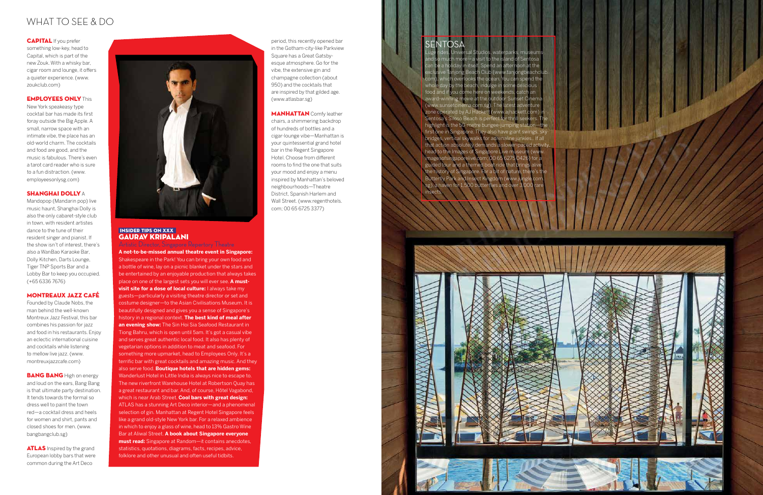# WHAT TO SEE & DO

**CAPITAL** If you prefer something low-key, head to Capital, which is part of the new Zouk. With a whisky bar, cigar room and lounge, it offers a quieter experience. (www.zoukclub.com)

**EMPLOYEES ONLY** This New York speakeasy type cocktail bar has made its first foray outside the Big Apple. A small, narrow space with an intimate vibe, the place has an old-world charm. The cocktails and food are good, and the music is fabulous. There's even a tarot card reader who is sure to a fun distraction. (www.employeesonlysg.com)

**SHANGHAI DOLLY** A Mandopop (Mandarin pop) live music haunt, Shanghai Dolly is also the only cabaret-style club in town, with resident artistes dance to the tune of their resident singer and pianist. If the show isn't of interest, there's also a WanBao Karaoke Bar, Dolly Kitchen, Darts Lounge, Tiger TNP Sports Bar and a Lobby Bar to keep you occupied. (+65 6336 7676)

**MONTREAUX JAZZ CAFÉ** Founded by Claude Nobs, the man behind the well-known Montreux Jazz Festival, this bar combines his passion for jazz and food in his restaurants. Enjoy an eclectic international cuisine and cocktails while listening to mellow live jazz. (www.montreuxjazzcafe.com)

**BANG BANG** High on energy and loud on the ears, Bang Bang is that ultimate party destination. It tends towards the formal so dress well to paint the town red—a cocktail dress and heels for women and shirt, pants and closed shoes for men. (www.bangbangclub.sg)

**ATLAS** Inspired by the grand European lobby bars that were common during the Art Deco period, this recently opened bar in the Gotham-city-like Parkview Square has a Great Gatsby-esque atmosphere. Go for the vibe, the extensive gin and champagne collection (about 950) and the cocktails that are inspired by that gilded age. (www.atlasbar.sg)

**MANHATTAN** Comfy leather chairs, a shimmering backdrop of hundreds of bottles and a cigar-lounge vibe—Manhattan is your quintessential grand hotel bar in the Regent Singapore Hotel. Choose from different rooms to find the one that suits your mood and enjoy a menu inspired by Manhattan's beloved neighbourhoods—Theatre District, Spanish Harlem and Wall Street. (www.regenthotels.com; 00 65 6725 3377)

## INSIDER TIPS ON XXX
## GAURAV KRIPALANI
*Artistic Director, Singapore Repertory Theatre*

**A not-to-be-missed annual theatre event in Singapore:** Shakespeare in the Park! You can bring your own food and a bottle of wine, lay on a picnic blanket under the stars and be entertained by an enjoyable production that always takes place on one of the largest sets you will ever see. **A must-visit site for a dose of local culture:** I always take my guests—particularly a visiting theatre director or set and costume designer—to the Asian Civilisations Museum. It is beautifully designed and gives you a sense of Singapore's history in a regional context. **The best kind of meal after an evening show:** The Sin Hoi Sia Seafood Restaurant in Tiong Bahru, which is open until 5am. It's got a casual vibe and serves great authentic local food. It also has plenty of vegetarian options in addition to meat and seafood. For something more upmarket, head to Employees Only. It's a terrific bar with great cocktails and amazing music. And they also serve food. **Boutique hotels that are hidden gems:** Wanderlust Hotel in Little India is always nice to escape to. The new riverfront Warehouse Hotel at Robertson Quay has a great restaurant and bar. And, of course, Hôtel Vagabond, which is near Arab Street. **Cool bars with great design:** ATLAS has a stunning Art Deco interior—and a phenomenal selection of gin. Manhattan at Regent Hotel Singapore feels like a grand old-style New York bar. For a relaxed ambience in which to enjoy a glass of wine, head to 13% Gastro Wine Bar at Aliwal Street. **A book about Singapore everyone must read:** Singapore at Random—it contains anecdotes, statistics, quotations, diagrams, facts, recipes, advice, folklore and other unusual and often useful tidbits.

## SENTOSA

Luge rides, Universal Studios, waterparks, museums and so much more—a visit to the island of Sentosa can be a holiday in itself. Spend an afternoon at the exclusive Tanjong Beach Club (www.tanjongbeachclub.com), which overlooks the ocean. You can spend the whole day by the beach, indulge in some delicious food and if you come here on weekends, catch an award-winning movie at the outdoor Sunset Cinema (www.sunsetcinema.com.sg). The latest adventure zone operated by AJ Hackett (www.ajhackett.com) in Sentosa's Siloso Beach is perfect for thrill seekers. The highlight is the 50-metre bungee-jumping station—the first one in Singapore. They also have giant swings, sky bridges, vertical skywalks for adrenaline junkies.. If all that action absolutely demands a slower-paced activity, head to the Images of Singapore Live museum (www.imagesofsingaporelive.com; 00 65 6275 0426) for a guided tour and a themed boat ride that brings alive the history of Singapore. For a bit of nature, there's the Butterfly Park and Insect Kingdom (www.jungle.com.sg), a haven for 1,500 butterflies and over 3,000 rare insects.